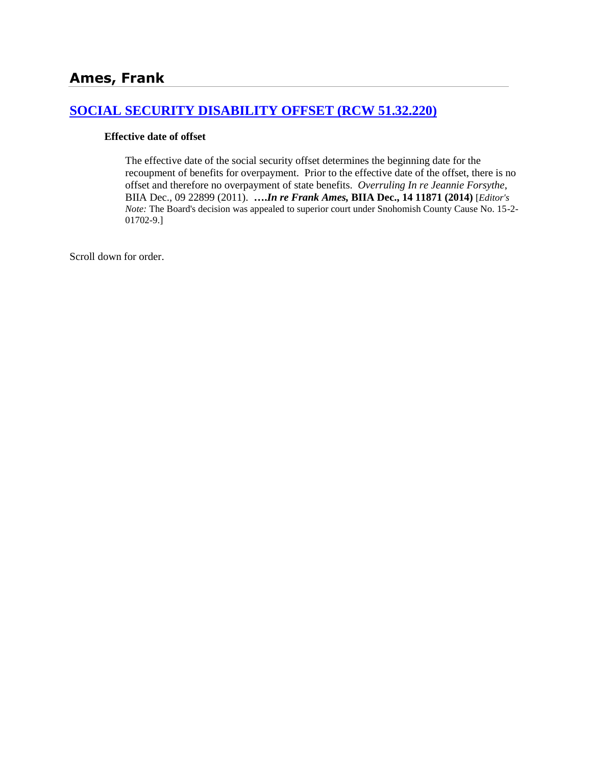# Ames, Frank

## [SOCIAL SECURITY DISABILITY OFFSET (RCW 51.32.220)]

**Effective date of offset**

The effective date of the social security offset determines the beginning date for the recoupment of benefits for overpayment. Prior to the effective date of the offset, there is no offset and therefore no overpayment of state benefits. *Overruling In re Jeannie Forsythe*, BIIA Dec., 09 22899 (2011). **….*In re Frank Ames,* BIIA Dec., 14 11871 (2014)** [*Editor's Note:* The Board's decision was appealed to superior court under Snohomish County Cause No. 15-2-01702-9.]

Scroll down for order.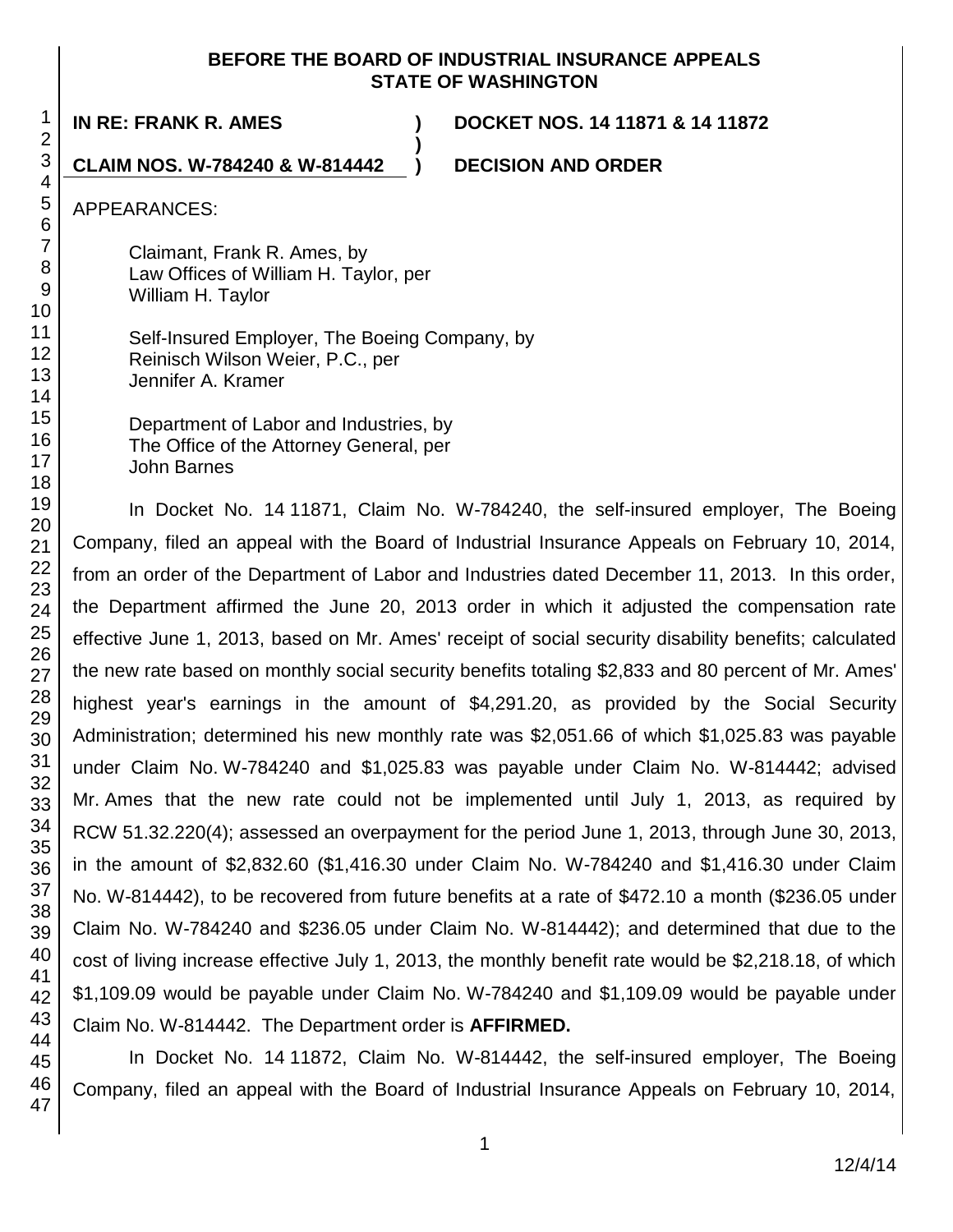**BEFORE THE BOARD OF INDUSTRIAL INSURANCE APPEALS**
**STATE OF WASHINGTON**

**IN RE: FRANK R. AMES** ) **DOCKET NOS. 14 11871 & 14 11872**
)
**CLAIM NOS. W-784240 & W-814442** ) **DECISION AND ORDER**

APPEARANCES:

Claimant, Frank R. Ames, by
Law Offices of William H. Taylor, per
William H. Taylor

Self-Insured Employer, The Boeing Company, by
Reinisch Wilson Weier, P.C., per
Jennifer A. Kramer

Department of Labor and Industries, by
The Office of the Attorney General, per
John Barnes

In Docket No. 14 11871, Claim No. W-784240, the self-insured employer, The Boeing Company, filed an appeal with the Board of Industrial Insurance Appeals on February 10, 2014, from an order of the Department of Labor and Industries dated December 11, 2013. In this order, the Department affirmed the June 20, 2013 order in which it adjusted the compensation rate effective June 1, 2013, based on Mr. Ames' receipt of social security disability benefits; calculated the new rate based on monthly social security benefits totaling $2,833 and 80 percent of Mr. Ames' highest year's earnings in the amount of $4,291.20, as provided by the Social Security Administration; determined his new monthly rate was $2,051.66 of which $1,025.83 was payable under Claim No. W-784240 and $1,025.83 was payable under Claim No. W-814442; advised Mr. Ames that the new rate could not be implemented until July 1, 2013, as required by RCW 51.32.220(4); assessed an overpayment for the period June 1, 2013, through June 30, 2013, in the amount of $2,832.60 ($1,416.30 under Claim No. W-784240 and $1,416.30 under Claim No. W-814442), to be recovered from future benefits at a rate of $472.10 a month ($236.05 under Claim No. W-784240 and $236.05 under Claim No. W-814442); and determined that due to the cost of living increase effective July 1, 2013, the monthly benefit rate would be $2,218.18, of which $1,109.09 would be payable under Claim No. W-784240 and $1,109.09 would be payable under Claim No. W-814442. The Department order is **AFFIRMED.**

In Docket No. 14 11872, Claim No. W-814442, the self-insured employer, The Boeing Company, filed an appeal with the Board of Industrial Insurance Appeals on February 10, 2014,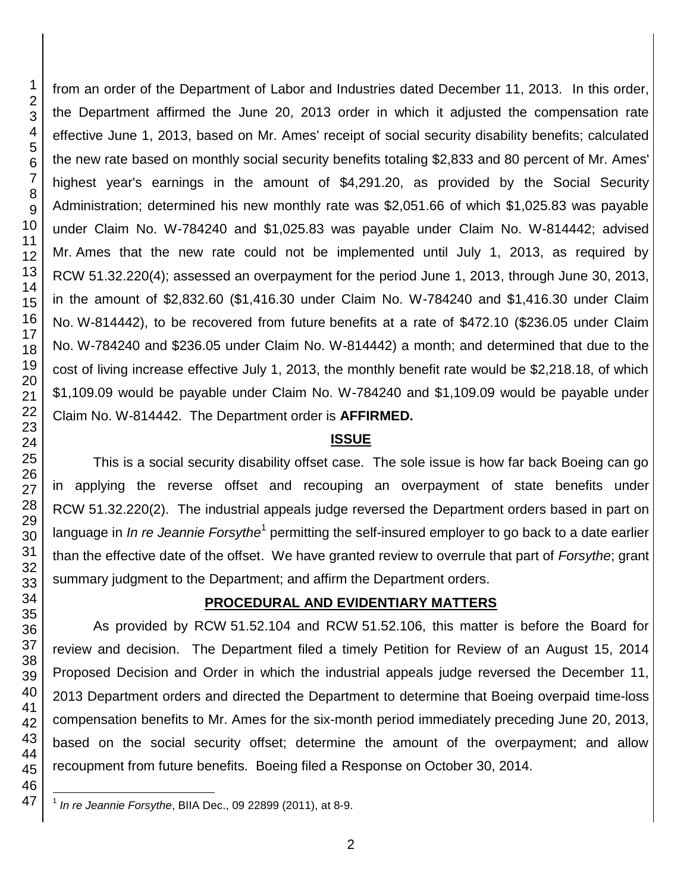from an order of the Department of Labor and Industries dated December 11, 2013. In this order, the Department affirmed the June 20, 2013 order in which it adjusted the compensation rate effective June 1, 2013, based on Mr. Ames' receipt of social security disability benefits; calculated the new rate based on monthly social security benefits totaling $2,833 and 80 percent of Mr. Ames' highest year's earnings in the amount of $4,291.20, as provided by the Social Security Administration; determined his new monthly rate was $2,051.66 of which $1,025.83 was payable under Claim No. W-784240 and $1,025.83 was payable under Claim No. W-814442; advised Mr. Ames that the new rate could not be implemented until July 1, 2013, as required by RCW 51.32.220(4); assessed an overpayment for the period June 1, 2013, through June 30, 2013, in the amount of $2,832.60 ($1,416.30 under Claim No. W-784240 and $1,416.30 under Claim No. W-814442), to be recovered from future benefits at a rate of $472.10 ($236.05 under Claim No. W-784240 and $236.05 under Claim No. W-814442) a month; and determined that due to the cost of living increase effective July 1, 2013, the monthly benefit rate would be $2,218.18, of which $1,109.09 would be payable under Claim No. W-784240 and $1,109.09 would be payable under Claim No. W-814442. The Department order is **AFFIRMED.**

## ISSUE

This is a social security disability offset case. The sole issue is how far back Boeing can go in applying the reverse offset and recouping an overpayment of state benefits under RCW 51.32.220(2). The industrial appeals judge reversed the Department orders based in part on language in *In re Jeannie Forsythe*[1] permitting the self-insured employer to go back to a date earlier than the effective date of the offset. We have granted review to overrule that part of *Forsythe*; grant summary judgment to the Department; and affirm the Department orders.

## PROCEDURAL AND EVIDENTIARY MATTERS

As provided by RCW 51.52.104 and RCW 51.52.106, this matter is before the Board for review and decision. The Department filed a timely Petition for Review of an August 15, 2014 Proposed Decision and Order in which the industrial appeals judge reversed the December 11, 2013 Department orders and directed the Department to determine that Boeing overpaid time-loss compensation benefits to Mr. Ames for the six-month period immediately preceding June 20, 2013, based on the social security offset; determine the amount of the overpayment; and allow recoupment from future benefits. Boeing filed a Response on October 30, 2014.

[1] *In re Jeannie Forsythe*, BIIA Dec., 09 22899 (2011), at 8-9.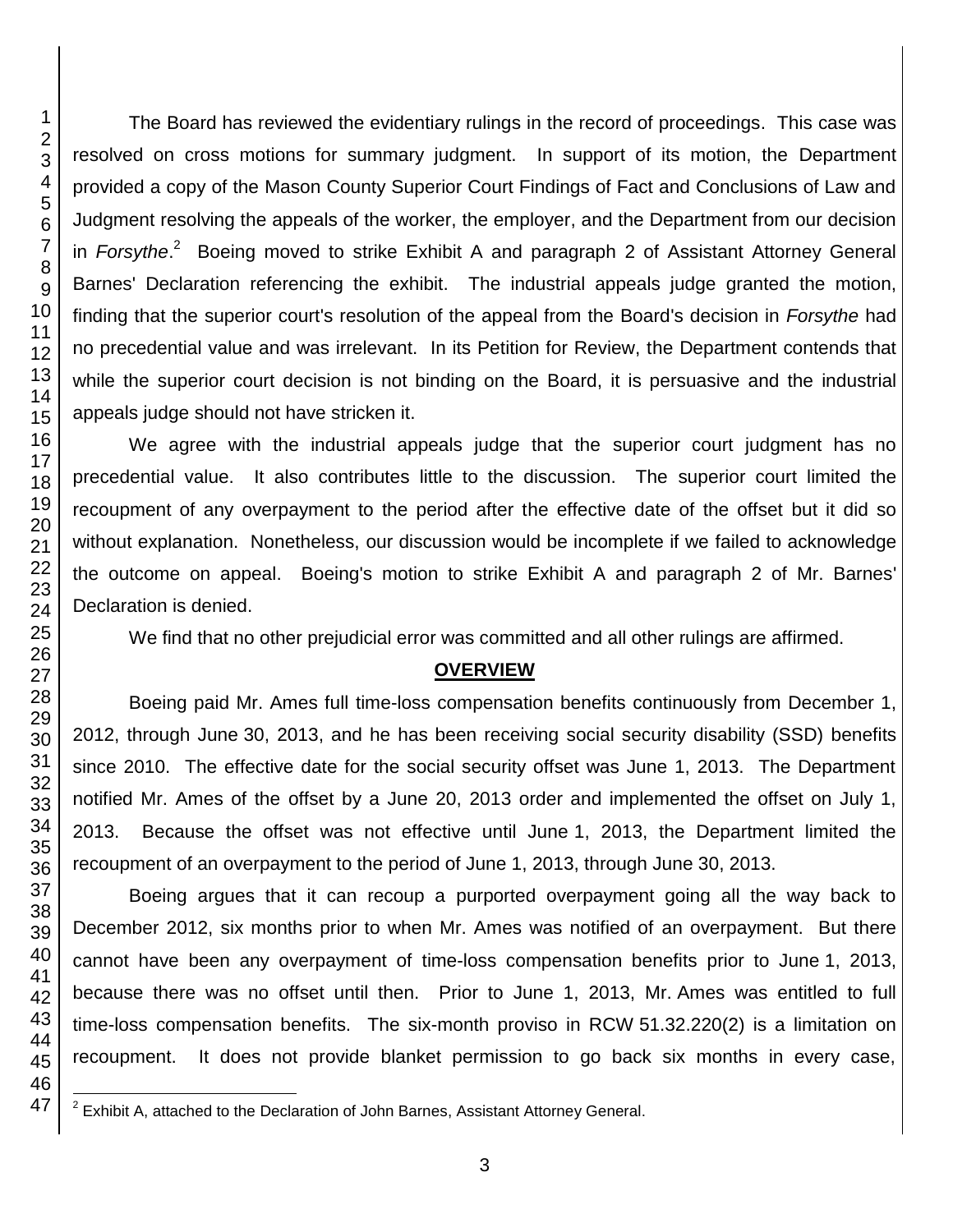The Board has reviewed the evidentiary rulings in the record of proceedings. This case was resolved on cross motions for summary judgment. In support of its motion, the Department provided a copy of the Mason County Superior Court Findings of Fact and Conclusions of Law and Judgment resolving the appeals of the worker, the employer, and the Department from our decision in *Forsythe*.[2] Boeing moved to strike Exhibit A and paragraph 2 of Assistant Attorney General Barnes' Declaration referencing the exhibit. The industrial appeals judge granted the motion, finding that the superior court's resolution of the appeal from the Board's decision in *Forsythe* had no precedential value and was irrelevant. In its Petition for Review, the Department contends that while the superior court decision is not binding on the Board, it is persuasive and the industrial appeals judge should not have stricken it.

We agree with the industrial appeals judge that the superior court judgment has no precedential value. It also contributes little to the discussion. The superior court limited the recoupment of any overpayment to the period after the effective date of the offset but it did so without explanation. Nonetheless, our discussion would be incomplete if we failed to acknowledge the outcome on appeal. Boeing's motion to strike Exhibit A and paragraph 2 of Mr. Barnes' Declaration is denied.

We find that no other prejudicial error was committed and all other rulings are affirmed.

## OVERVIEW

Boeing paid Mr. Ames full time-loss compensation benefits continuously from December 1, 2012, through June 30, 2013, and he has been receiving social security disability (SSD) benefits since 2010. The effective date for the social security offset was June 1, 2013. The Department notified Mr. Ames of the offset by a June 20, 2013 order and implemented the offset on July 1, 2013. Because the offset was not effective until June 1, 2013, the Department limited the recoupment of an overpayment to the period of June 1, 2013, through June 30, 2013.

Boeing argues that it can recoup a purported overpayment going all the way back to December 2012, six months prior to when Mr. Ames was notified of an overpayment. But there cannot have been any overpayment of time-loss compensation benefits prior to June 1, 2013, because there was no offset until then. Prior to June 1, 2013, Mr. Ames was entitled to full time-loss compensation benefits. The six-month proviso in RCW 51.32.220(2) is a limitation on recoupment. It does not provide blanket permission to go back six months in every case,

[2] Exhibit A, attached to the Declaration of John Barnes, Assistant Attorney General.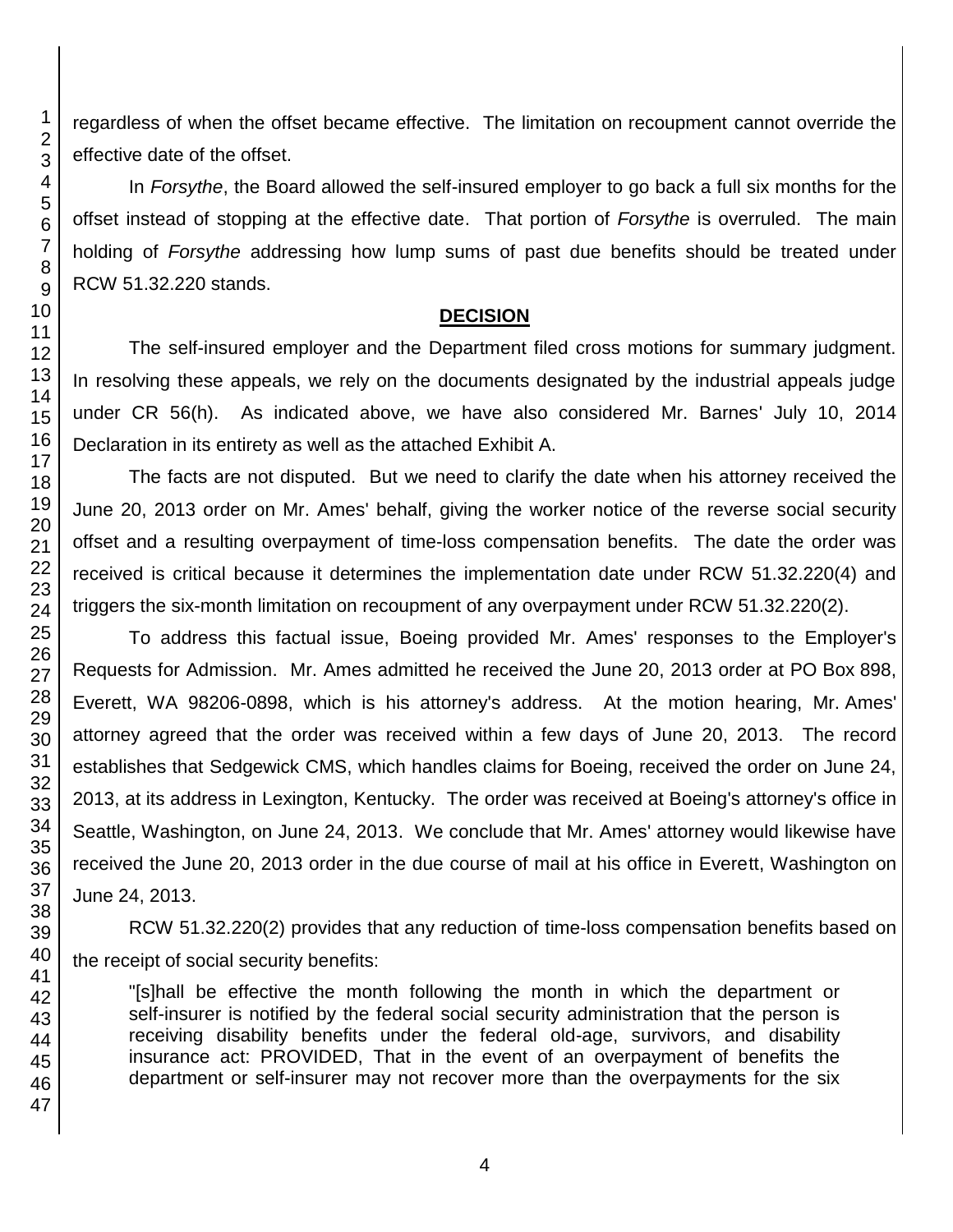regardless of when the offset became effective. The limitation on recoupment cannot override the effective date of the offset.

In *Forsythe*, the Board allowed the self-insured employer to go back a full six months for the offset instead of stopping at the effective date. That portion of *Forsythe* is overruled. The main holding of *Forsythe* addressing how lump sums of past due benefits should be treated under RCW 51.32.220 stands.

## DECISION

The self-insured employer and the Department filed cross motions for summary judgment. In resolving these appeals, we rely on the documents designated by the industrial appeals judge under CR 56(h). As indicated above, we have also considered Mr. Barnes' July 10, 2014 Declaration in its entirety as well as the attached Exhibit A.

The facts are not disputed. But we need to clarify the date when his attorney received the June 20, 2013 order on Mr. Ames' behalf, giving the worker notice of the reverse social security offset and a resulting overpayment of time-loss compensation benefits. The date the order was received is critical because it determines the implementation date under RCW 51.32.220(4) and triggers the six-month limitation on recoupment of any overpayment under RCW 51.32.220(2).

To address this factual issue, Boeing provided Mr. Ames' responses to the Employer's Requests for Admission. Mr. Ames admitted he received the June 20, 2013 order at PO Box 898, Everett, WA 98206-0898, which is his attorney's address. At the motion hearing, Mr. Ames' attorney agreed that the order was received within a few days of June 20, 2013. The record establishes that Sedgewick CMS, which handles claims for Boeing, received the order on June 24, 2013, at its address in Lexington, Kentucky. The order was received at Boeing's attorney's office in Seattle, Washington, on June 24, 2013. We conclude that Mr. Ames' attorney would likewise have received the June 20, 2013 order in the due course of mail at his office in Everett, Washington on June 24, 2013.

RCW 51.32.220(2) provides that any reduction of time-loss compensation benefits based on the receipt of social security benefits:

> "[s]hall be effective the month following the month in which the department or self-insurer is notified by the federal social security administration that the person is receiving disability benefits under the federal old-age, survivors, and disability insurance act: PROVIDED, That in the event of an overpayment of benefits the department or self-insurer may not recover more than the overpayments for the six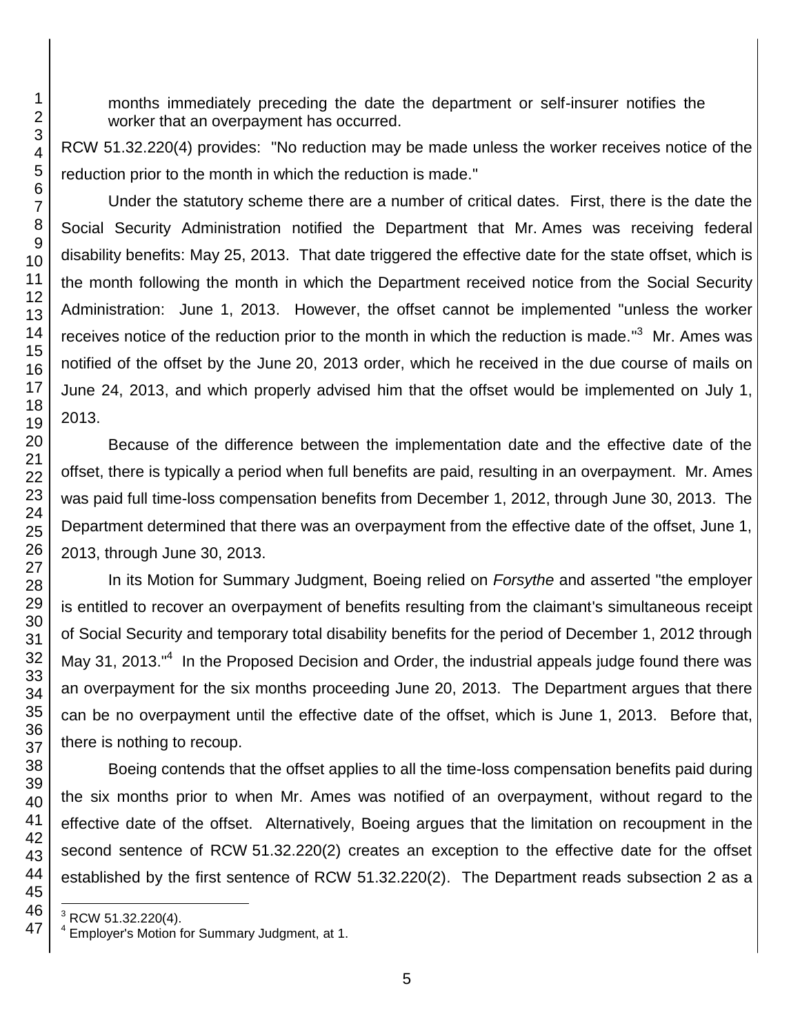months immediately preceding the date the department or self-insurer notifies the worker that an overpayment has occurred.

RCW 51.32.220(4) provides: "No reduction may be made unless the worker receives notice of the reduction prior to the month in which the reduction is made."

Under the statutory scheme there are a number of critical dates. First, there is the date the Social Security Administration notified the Department that Mr. Ames was receiving federal disability benefits: May 25, 2013. That date triggered the effective date for the state offset, which is the month following the month in which the Department received notice from the Social Security Administration: June 1, 2013. However, the offset cannot be implemented "unless the worker receives notice of the reduction prior to the month in which the reduction is made."[3] Mr. Ames was notified of the offset by the June 20, 2013 order, which he received in the due course of mails on June 24, 2013, and which properly advised him that the offset would be implemented on July 1, 2013.

Because of the difference between the implementation date and the effective date of the offset, there is typically a period when full benefits are paid, resulting in an overpayment. Mr. Ames was paid full time-loss compensation benefits from December 1, 2012, through June 30, 2013. The Department determined that there was an overpayment from the effective date of the offset, June 1, 2013, through June 30, 2013.

In its Motion for Summary Judgment, Boeing relied on *Forsythe* and asserted "the employer is entitled to recover an overpayment of benefits resulting from the claimant's simultaneous receipt of Social Security and temporary total disability benefits for the period of December 1, 2012 through May 31, 2013."[4] In the Proposed Decision and Order, the industrial appeals judge found there was an overpayment for the six months proceeding June 20, 2013. The Department argues that there can be no overpayment until the effective date of the offset, which is June 1, 2013. Before that, there is nothing to recoup.

Boeing contends that the offset applies to all the time-loss compensation benefits paid during the six months prior to when Mr. Ames was notified of an overpayment, without regard to the effective date of the offset. Alternatively, Boeing argues that the limitation on recoupment in the second sentence of RCW 51.32.220(2) creates an exception to the effective date for the offset established by the first sentence of RCW 51.32.220(2). The Department reads subsection 2 as a

[3] RCW 51.32.220(4).

[4] Employer's Motion for Summary Judgment, at 1.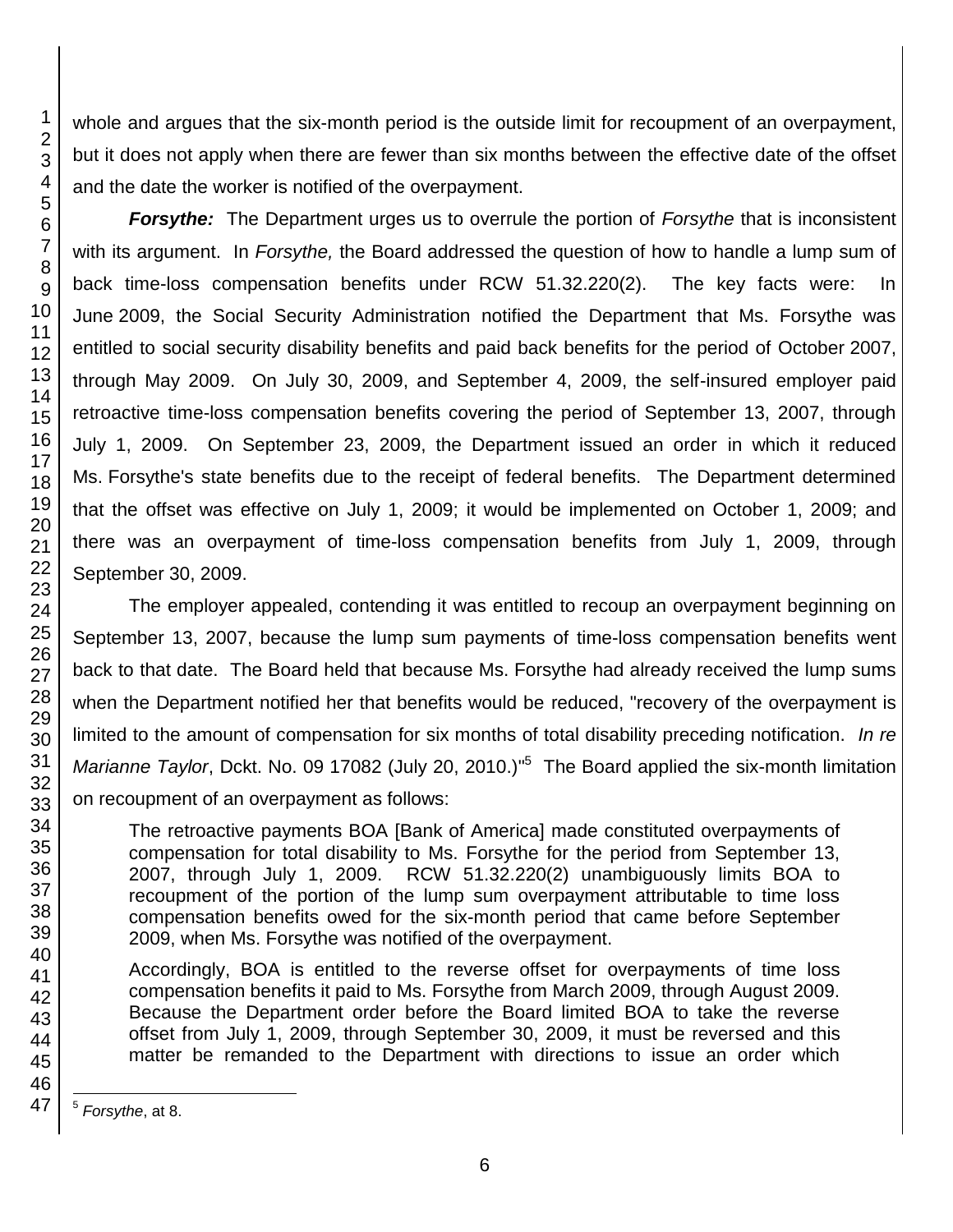whole and argues that the six-month period is the outside limit for recoupment of an overpayment, but it does not apply when there are fewer than six months between the effective date of the offset and the date the worker is notified of the overpayment.

***Forsythe:*** The Department urges us to overrule the portion of *Forsythe* that is inconsistent with its argument. In *Forsythe,* the Board addressed the question of how to handle a lump sum of back time-loss compensation benefits under RCW 51.32.220(2). The key facts were: In June 2009, the Social Security Administration notified the Department that Ms. Forsythe was entitled to social security disability benefits and paid back benefits for the period of October 2007, through May 2009. On July 30, 2009, and September 4, 2009, the self-insured employer paid retroactive time-loss compensation benefits covering the period of September 13, 2007, through July 1, 2009. On September 23, 2009, the Department issued an order in which it reduced Ms. Forsythe's state benefits due to the receipt of federal benefits. The Department determined that the offset was effective on July 1, 2009; it would be implemented on October 1, 2009; and there was an overpayment of time-loss compensation benefits from July 1, 2009, through September 30, 2009.

The employer appealed, contending it was entitled to recoup an overpayment beginning on September 13, 2007, because the lump sum payments of time-loss compensation benefits went back to that date. The Board held that because Ms. Forsythe had already received the lump sums when the Department notified her that benefits would be reduced, "recovery of the overpayment is limited to the amount of compensation for six months of total disability preceding notification. *In re Marianne Taylor*, Dckt. No. 09 17082 (July 20, 2010.)"[5] The Board applied the six-month limitation on recoupment of an overpayment as follows:

> The retroactive payments BOA [Bank of America] made constituted overpayments of compensation for total disability to Ms. Forsythe for the period from September 13, 2007, through July 1, 2009. RCW 51.32.220(2) unambiguously limits BOA to recoupment of the portion of the lump sum overpayment attributable to time loss compensation benefits owed for the six-month period that came before September 2009, when Ms. Forsythe was notified of the overpayment.
>
> Accordingly, BOA is entitled to the reverse offset for overpayments of time loss compensation benefits it paid to Ms. Forsythe from March 2009, through August 2009. Because the Department order before the Board limited BOA to take the reverse offset from July 1, 2009, through September 30, 2009, it must be reversed and this matter be remanded to the Department with directions to issue an order which

[5] *Forsythe*, at 8.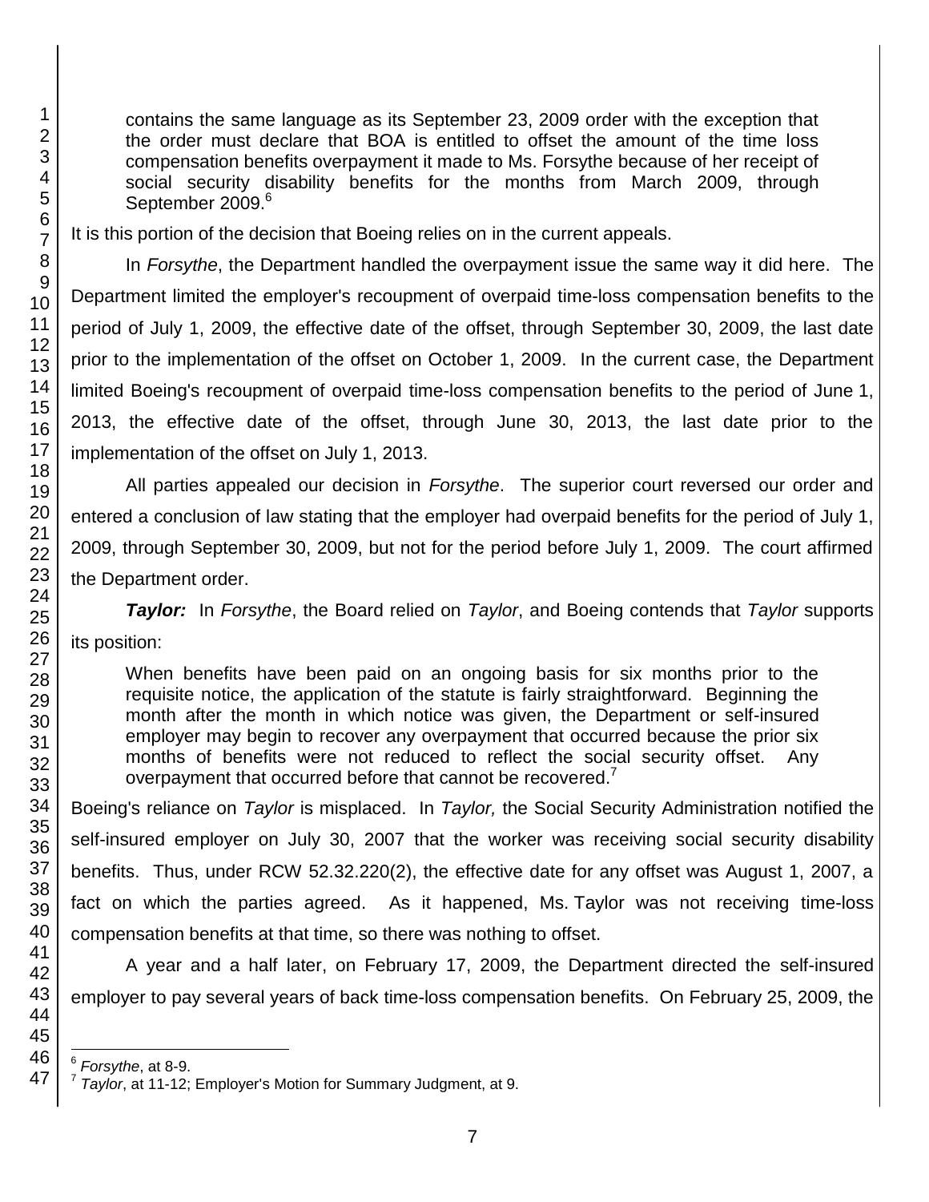contains the same language as its September 23, 2009 order with the exception that the order must declare that BOA is entitled to offset the amount of the time loss compensation benefits overpayment it made to Ms. Forsythe because of her receipt of social security disability benefits for the months from March 2009, through September 2009.[6]

It is this portion of the decision that Boeing relies on in the current appeals.

In *Forsythe*, the Department handled the overpayment issue the same way it did here. The Department limited the employer's recoupment of overpaid time-loss compensation benefits to the period of July 1, 2009, the effective date of the offset, through September 30, 2009, the last date prior to the implementation of the offset on October 1, 2009. In the current case, the Department limited Boeing's recoupment of overpaid time-loss compensation benefits to the period of June 1, 2013, the effective date of the offset, through June 30, 2013, the last date prior to the implementation of the offset on July 1, 2013.

All parties appealed our decision in *Forsythe*. The superior court reversed our order and entered a conclusion of law stating that the employer had overpaid benefits for the period of July 1, 2009, through September 30, 2009, but not for the period before July 1, 2009. The court affirmed the Department order.

***Taylor:*** In *Forsythe*, the Board relied on *Taylor*, and Boeing contends that *Taylor* supports its position:

> When benefits have been paid on an ongoing basis for six months prior to the requisite notice, the application of the statute is fairly straightforward. Beginning the month after the month in which notice was given, the Department or self-insured employer may begin to recover any overpayment that occurred because the prior six months of benefits were not reduced to reflect the social security offset. Any overpayment that occurred before that cannot be recovered.[7]

Boeing's reliance on *Taylor* is misplaced. In *Taylor,* the Social Security Administration notified the self-insured employer on July 30, 2007 that the worker was receiving social security disability benefits. Thus, under RCW 52.32.220(2), the effective date for any offset was August 1, 2007, a fact on which the parties agreed. As it happened, Ms. Taylor was not receiving time-loss compensation benefits at that time, so there was nothing to offset.

A year and a half later, on February 17, 2009, the Department directed the self-insured employer to pay several years of back time-loss compensation benefits. On February 25, 2009, the

---

[6] *Forsythe*, at 8-9.

[7] *Taylor*, at 11-12; Employer's Motion for Summary Judgment, at 9.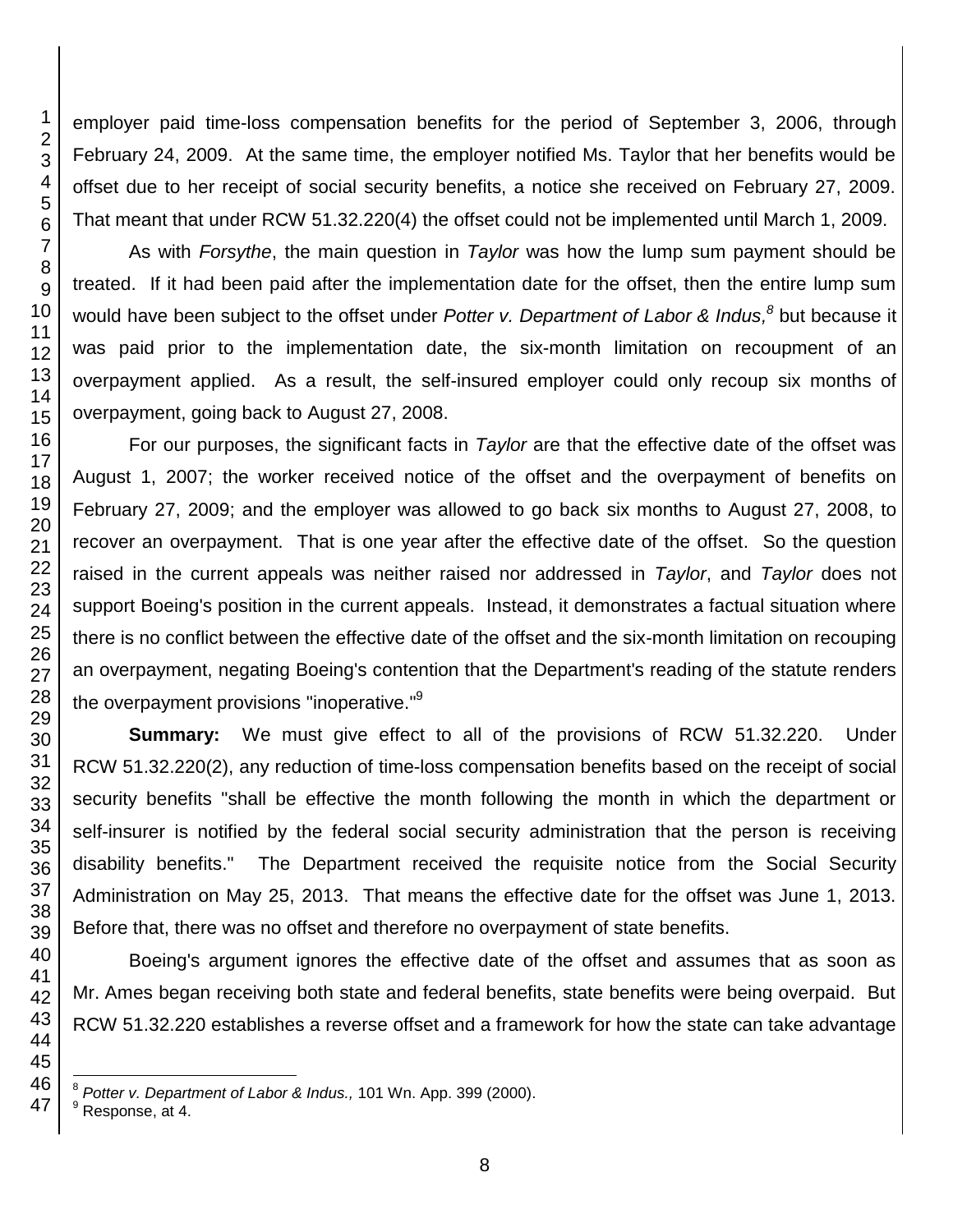employer paid time-loss compensation benefits for the period of September 3, 2006, through February 24, 2009. At the same time, the employer notified Ms. Taylor that her benefits would be offset due to her receipt of social security benefits, a notice she received on February 27, 2009. That meant that under RCW 51.32.220(4) the offset could not be implemented until March 1, 2009.

As with *Forsythe*, the main question in *Taylor* was how the lump sum payment should be treated. If it had been paid after the implementation date for the offset, then the entire lump sum would have been subject to the offset under *Potter v. Department of Labor & Indus,*[8] but because it was paid prior to the implementation date, the six-month limitation on recoupment of an overpayment applied. As a result, the self-insured employer could only recoup six months of overpayment, going back to August 27, 2008.

For our purposes, the significant facts in *Taylor* are that the effective date of the offset was August 1, 2007; the worker received notice of the offset and the overpayment of benefits on February 27, 2009; and the employer was allowed to go back six months to August 27, 2008, to recover an overpayment. That is one year after the effective date of the offset. So the question raised in the current appeals was neither raised nor addressed in *Taylor*, and *Taylor* does not support Boeing's position in the current appeals. Instead, it demonstrates a factual situation where there is no conflict between the effective date of the offset and the six-month limitation on recouping an overpayment, negating Boeing's contention that the Department's reading of the statute renders the overpayment provisions "inoperative."[9]

**Summary:** We must give effect to all of the provisions of RCW 51.32.220. Under RCW 51.32.220(2), any reduction of time-loss compensation benefits based on the receipt of social security benefits "shall be effective the month following the month in which the department or self-insurer is notified by the federal social security administration that the person is receiving disability benefits." The Department received the requisite notice from the Social Security Administration on May 25, 2013. That means the effective date for the offset was June 1, 2013. Before that, there was no offset and therefore no overpayment of state benefits.

Boeing's argument ignores the effective date of the offset and assumes that as soon as Mr. Ames began receiving both state and federal benefits, state benefits were being overpaid. But RCW 51.32.220 establishes a reverse offset and a framework for how the state can take advantage

---

[8] *Potter v. Department of Labor & Indus.,* 101 Wn. App. 399 (2000).

[9] Response, at 4.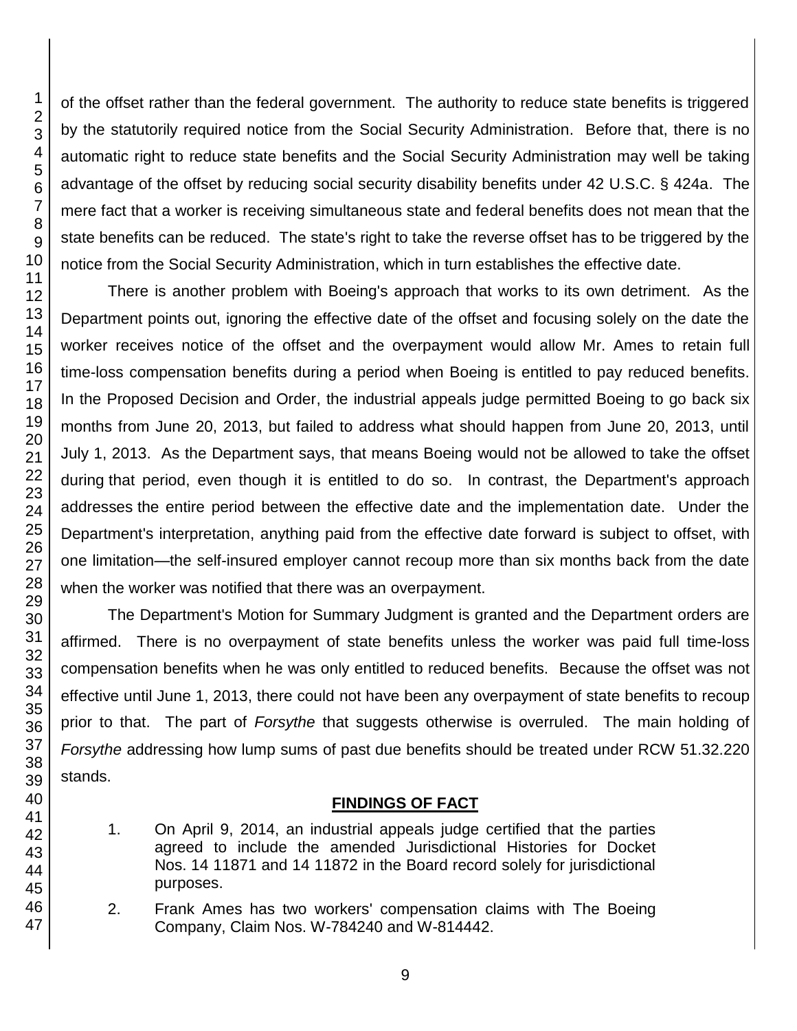of the offset rather than the federal government. The authority to reduce state benefits is triggered by the statutorily required notice from the Social Security Administration. Before that, there is no automatic right to reduce state benefits and the Social Security Administration may well be taking advantage of the offset by reducing social security disability benefits under 42 U.S.C. § 424a. The mere fact that a worker is receiving simultaneous state and federal benefits does not mean that the state benefits can be reduced. The state's right to take the reverse offset has to be triggered by the notice from the Social Security Administration, which in turn establishes the effective date.

There is another problem with Boeing's approach that works to its own detriment. As the Department points out, ignoring the effective date of the offset and focusing solely on the date the worker receives notice of the offset and the overpayment would allow Mr. Ames to retain full time-loss compensation benefits during a period when Boeing is entitled to pay reduced benefits. In the Proposed Decision and Order, the industrial appeals judge permitted Boeing to go back six months from June 20, 2013, but failed to address what should happen from June 20, 2013, until July 1, 2013. As the Department says, that means Boeing would not be allowed to take the offset during that period, even though it is entitled to do so. In contrast, the Department's approach addresses the entire period between the effective date and the implementation date. Under the Department's interpretation, anything paid from the effective date forward is subject to offset, with one limitation—the self-insured employer cannot recoup more than six months back from the date when the worker was notified that there was an overpayment.

The Department's Motion for Summary Judgment is granted and the Department orders are affirmed. There is no overpayment of state benefits unless the worker was paid full time-loss compensation benefits when he was only entitled to reduced benefits. Because the offset was not effective until June 1, 2013, there could not have been any overpayment of state benefits to recoup prior to that. The part of *Forsythe* that suggests otherwise is overruled. The main holding of *Forsythe* addressing how lump sums of past due benefits should be treated under RCW 51.32.220 stands.

## FINDINGS OF FACT

1. On April 9, 2014, an industrial appeals judge certified that the parties agreed to include the amended Jurisdictional Histories for Docket Nos. 14 11871 and 14 11872 in the Board record solely for jurisdictional purposes.

2. Frank Ames has two workers' compensation claims with The Boeing Company, Claim Nos. W-784240 and W-814442.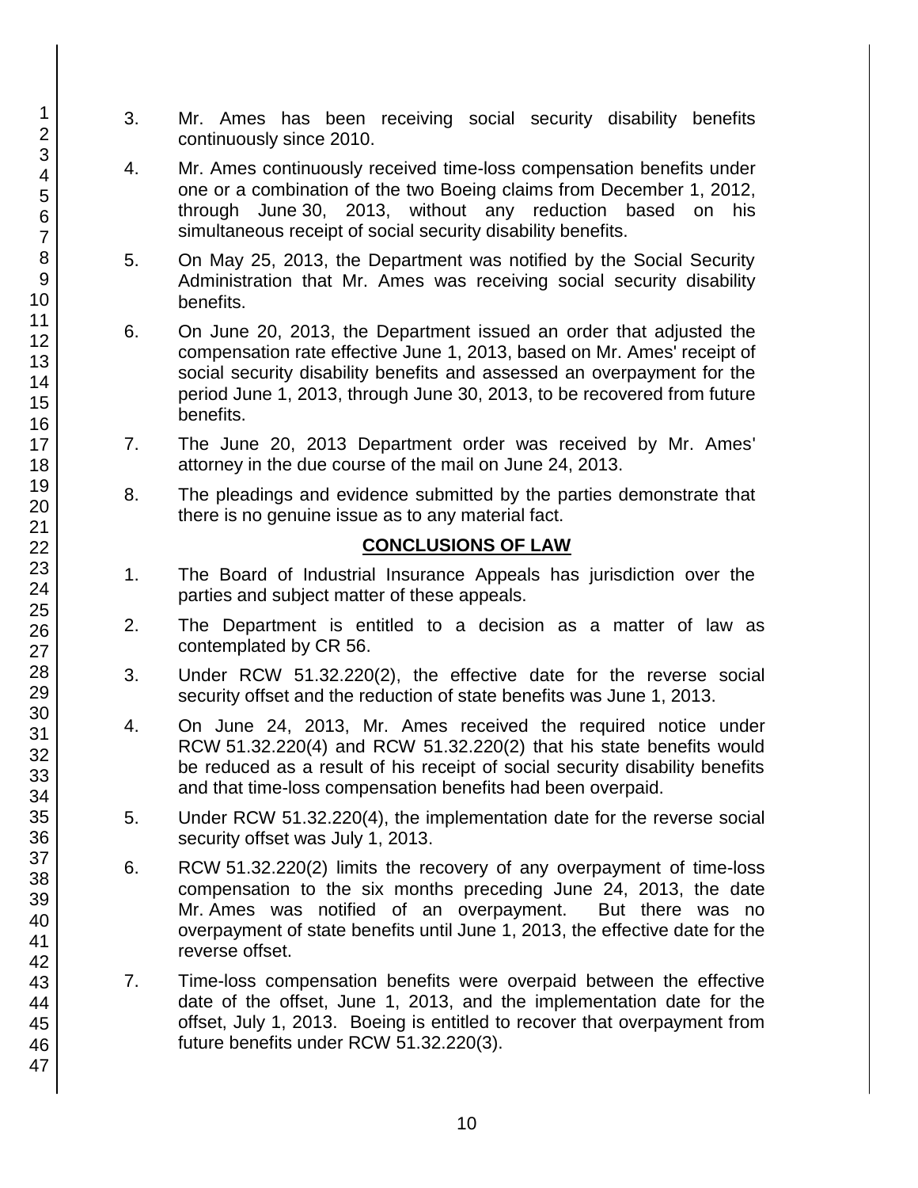3. Mr. Ames has been receiving social security disability benefits continuously since 2010.

4. Mr. Ames continuously received time-loss compensation benefits under one or a combination of the two Boeing claims from December 1, 2012, through June 30, 2013, without any reduction based on his simultaneous receipt of social security disability benefits.

5. On May 25, 2013, the Department was notified by the Social Security Administration that Mr. Ames was receiving social security disability benefits.

6. On June 20, 2013, the Department issued an order that adjusted the compensation rate effective June 1, 2013, based on Mr. Ames' receipt of social security disability benefits and assessed an overpayment for the period June 1, 2013, through June 30, 2013, to be recovered from future benefits.

7. The June 20, 2013 Department order was received by Mr. Ames' attorney in the due course of the mail on June 24, 2013.

8. The pleadings and evidence submitted by the parties demonstrate that there is no genuine issue as to any material fact.

## CONCLUSIONS OF LAW

1. The Board of Industrial Insurance Appeals has jurisdiction over the parties and subject matter of these appeals.

2. The Department is entitled to a decision as a matter of law as contemplated by CR 56.

3. Under RCW 51.32.220(2), the effective date for the reverse social security offset and the reduction of state benefits was June 1, 2013.

4. On June 24, 2013, Mr. Ames received the required notice under RCW 51.32.220(4) and RCW 51.32.220(2) that his state benefits would be reduced as a result of his receipt of social security disability benefits and that time-loss compensation benefits had been overpaid.

5. Under RCW 51.32.220(4), the implementation date for the reverse social security offset was July 1, 2013.

6. RCW 51.32.220(2) limits the recovery of any overpayment of time-loss compensation to the six months preceding June 24, 2013, the date Mr. Ames was notified of an overpayment. But there was no overpayment of state benefits until June 1, 2013, the effective date for the reverse offset.

7. Time-loss compensation benefits were overpaid between the effective date of the offset, June 1, 2013, and the implementation date for the offset, July 1, 2013. Boeing is entitled to recover that overpayment from future benefits under RCW 51.32.220(3).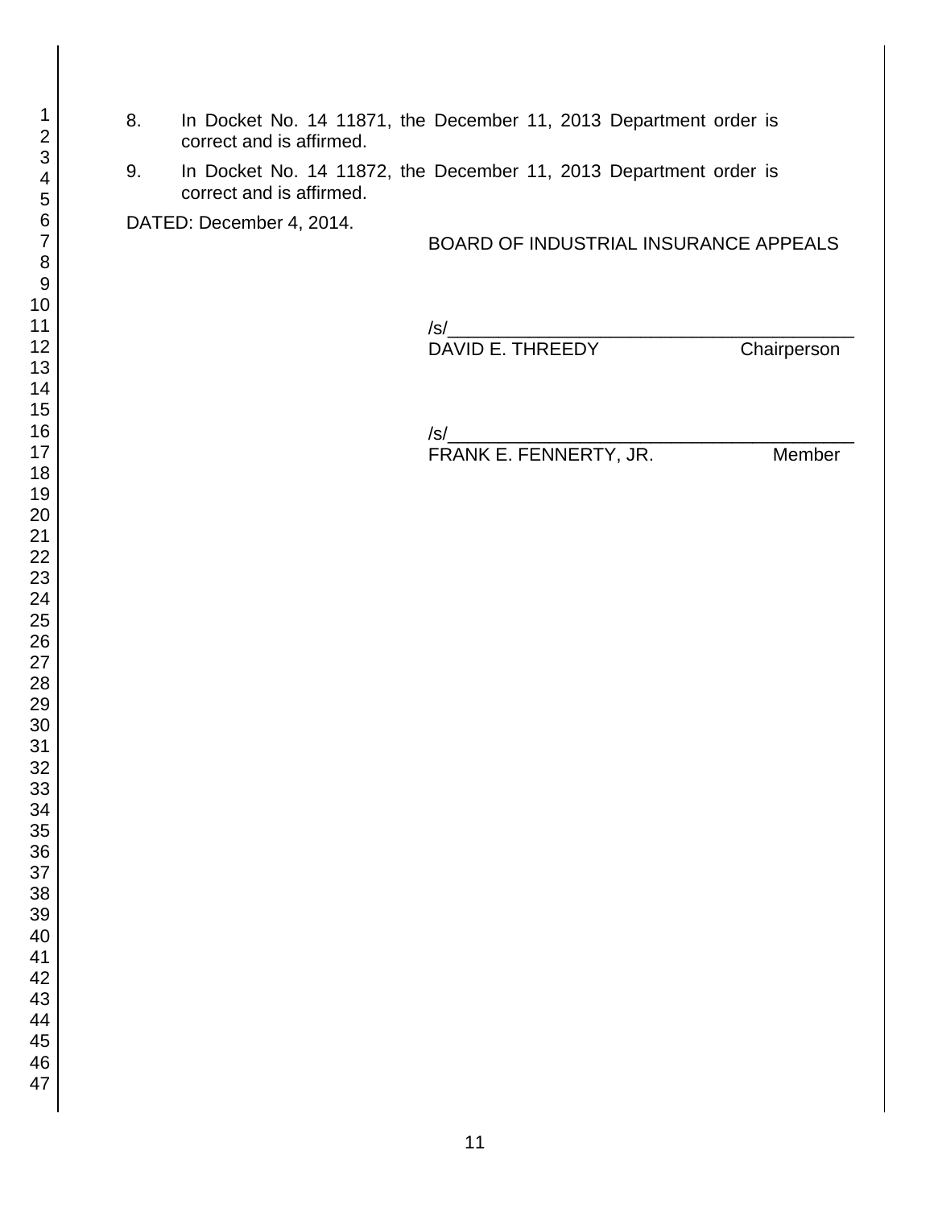8. In Docket No. 14 11871, the December 11, 2013 Department order is correct and is affirmed.

9. In Docket No. 14 11872, the December 11, 2013 Department order is correct and is affirmed.

DATED: December 4, 2014.

BOARD OF INDUSTRIAL INSURANCE APPEALS

/s/_________________________________________
DAVID E. THREEDY Chairperson

/s/_________________________________________
FRANK E. FENNERTY, JR. Member